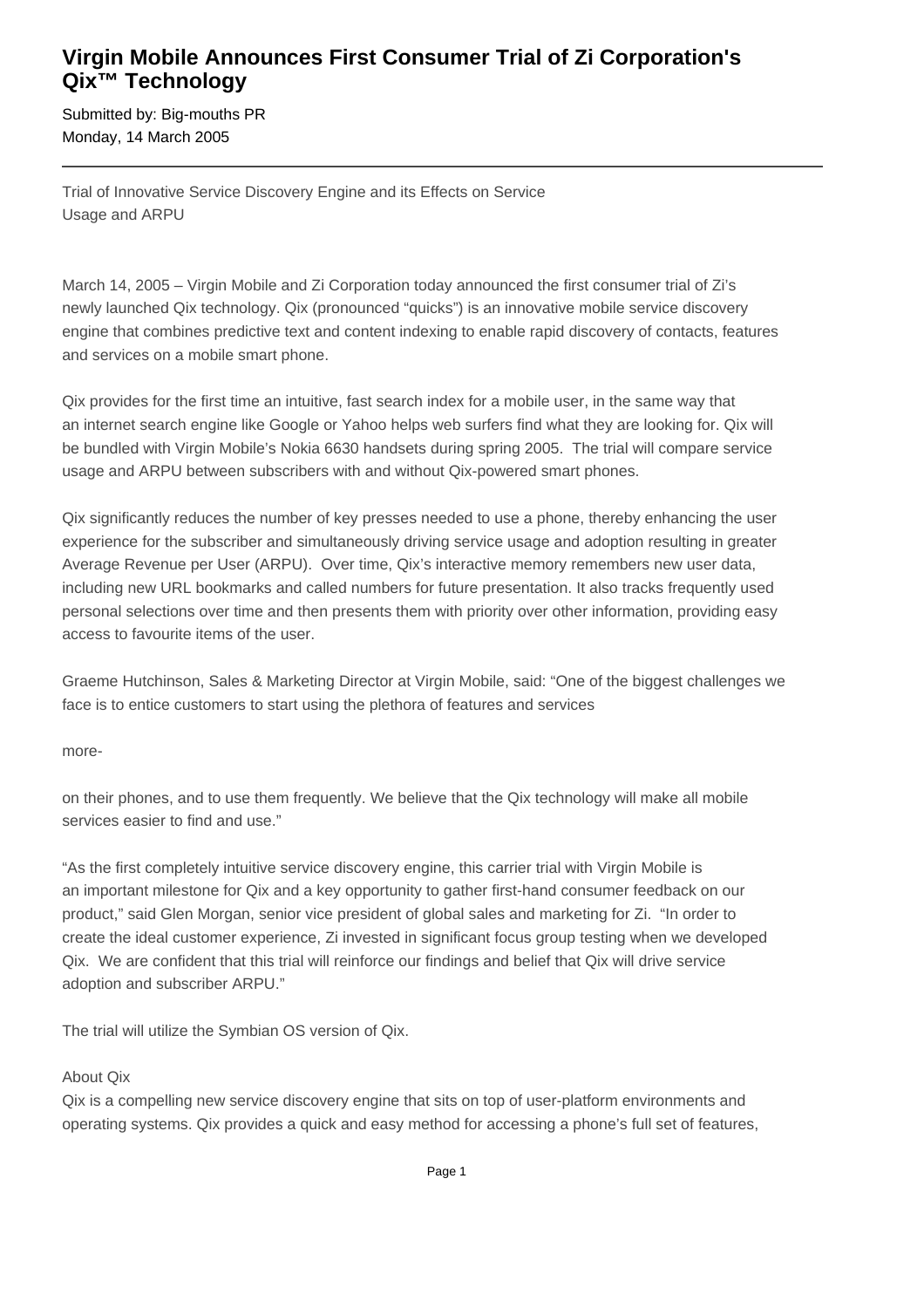# Virgin Mobile Announces First Consumer Trial of Zi Corporation's Qix™ Technology

Submitted by: Big-mouths PR
Monday, 14 March 2005

---

Trial of Innovative Service Discovery Engine and its Effects on Service Usage and ARPU

March 14, 2005 – Virgin Mobile and Zi Corporation today announced the first consumer trial of Zi's newly launched Qix technology. Qix (pronounced "quicks") is an innovative mobile service discovery engine that combines predictive text and content indexing to enable rapid discovery of contacts, features and services on a mobile smart phone.

Qix provides for the first time an intuitive, fast search index for a mobile user, in the same way that an internet search engine like Google or Yahoo helps web surfers find what they are looking for. Qix will be bundled with Virgin Mobile's Nokia 6630 handsets during spring 2005. The trial will compare service usage and ARPU between subscribers with and without Qix-powered smart phones.

Qix significantly reduces the number of key presses needed to use a phone, thereby enhancing the user experience for the subscriber and simultaneously driving service usage and adoption resulting in greater Average Revenue per User (ARPU). Over time, Qix's interactive memory remembers new user data, including new URL bookmarks and called numbers for future presentation. It also tracks frequently used personal selections over time and then presents them with priority over other information, providing easy access to favourite items of the user.

Graeme Hutchinson, Sales & Marketing Director at Virgin Mobile, said: "One of the biggest challenges we face is to entice customers to start using the plethora of features and services

more-

on their phones, and to use them frequently. We believe that the Qix technology will make all mobile services easier to find and use."

"As the first completely intuitive service discovery engine, this carrier trial with Virgin Mobile is an important milestone for Qix and a key opportunity to gather first-hand consumer feedback on our product," said Glen Morgan, senior vice president of global sales and marketing for Zi. "In order to create the ideal customer experience, Zi invested in significant focus group testing when we developed Qix. We are confident that this trial will reinforce our findings and belief that Qix will drive service adoption and subscriber ARPU."

The trial will utilize the Symbian OS version of Qix.

About Qix
Qix is a compelling new service discovery engine that sits on top of user-platform environments and operating systems. Qix provides a quick and easy method for accessing a phone's full set of features,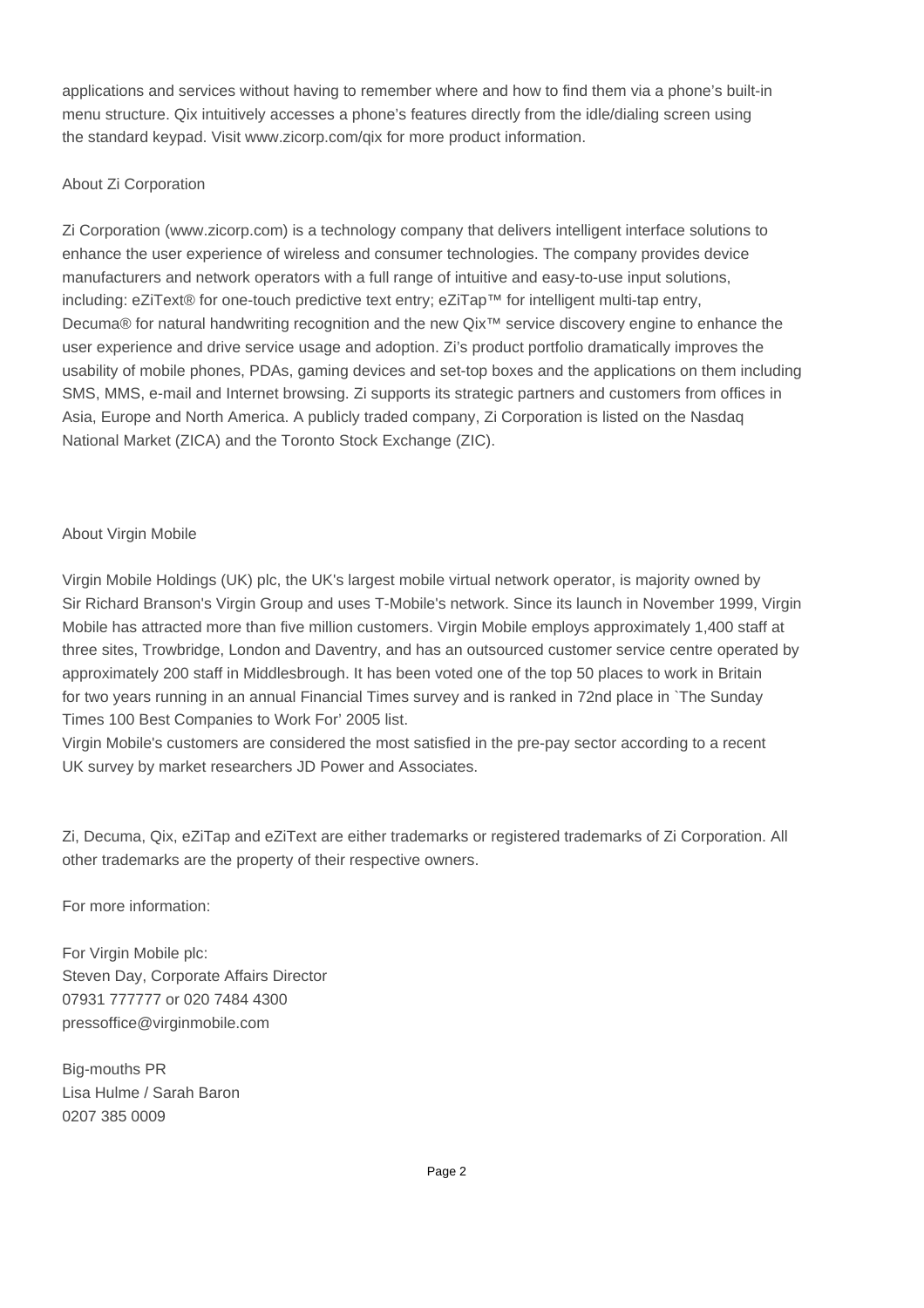applications and services without having to remember where and how to find them via a phone's built-in menu structure. Qix intuitively accesses a phone's features directly from the idle/dialing screen using the standard keypad. Visit www.zicorp.com/qix for more product information.

## About Zi Corporation

Zi Corporation (www.zicorp.com) is a technology company that delivers intelligent interface solutions to enhance the user experience of wireless and consumer technologies. The company provides device manufacturers and network operators with a full range of intuitive and easy-to-use input solutions, including: eZiText® for one-touch predictive text entry; eZiTap™ for intelligent multi-tap entry, Decuma® for natural handwriting recognition and the new Qix™ service discovery engine to enhance the user experience and drive service usage and adoption. Zi's product portfolio dramatically improves the usability of mobile phones, PDAs, gaming devices and set-top boxes and the applications on them including SMS, MMS, e-mail and Internet browsing. Zi supports its strategic partners and customers from offices in Asia, Europe and North America. A publicly traded company, Zi Corporation is listed on the Nasdaq National Market (ZICA) and the Toronto Stock Exchange (ZIC).

## About Virgin Mobile

Virgin Mobile Holdings (UK) plc, the UK's largest mobile virtual network operator, is majority owned by Sir Richard Branson's Virgin Group and uses T-Mobile's network. Since its launch in November 1999, Virgin Mobile has attracted more than five million customers. Virgin Mobile employs approximately 1,400 staff at three sites, Trowbridge, London and Daventry, and has an outsourced customer service centre operated by approximately 200 staff in Middlesbrough. It has been voted one of the top 50 places to work in Britain for two years running in an annual Financial Times survey and is ranked in 72nd place in `The Sunday Times 100 Best Companies to Work For' 2005 list.
Virgin Mobile's customers are considered the most satisfied in the pre-pay sector according to a recent UK survey by market researchers JD Power and Associates.

Zi, Decuma, Qix, eZiTap and eZiText are either trademarks or registered trademarks of Zi Corporation. All other trademarks are the property of their respective owners.

For more information:

For Virgin Mobile plc:
Steven Day, Corporate Affairs Director
07931 777777 or 020 7484 4300
pressoffice@virginmobile.com

Big-mouths PR
Lisa Hulme / Sarah Baron
0207 385 0009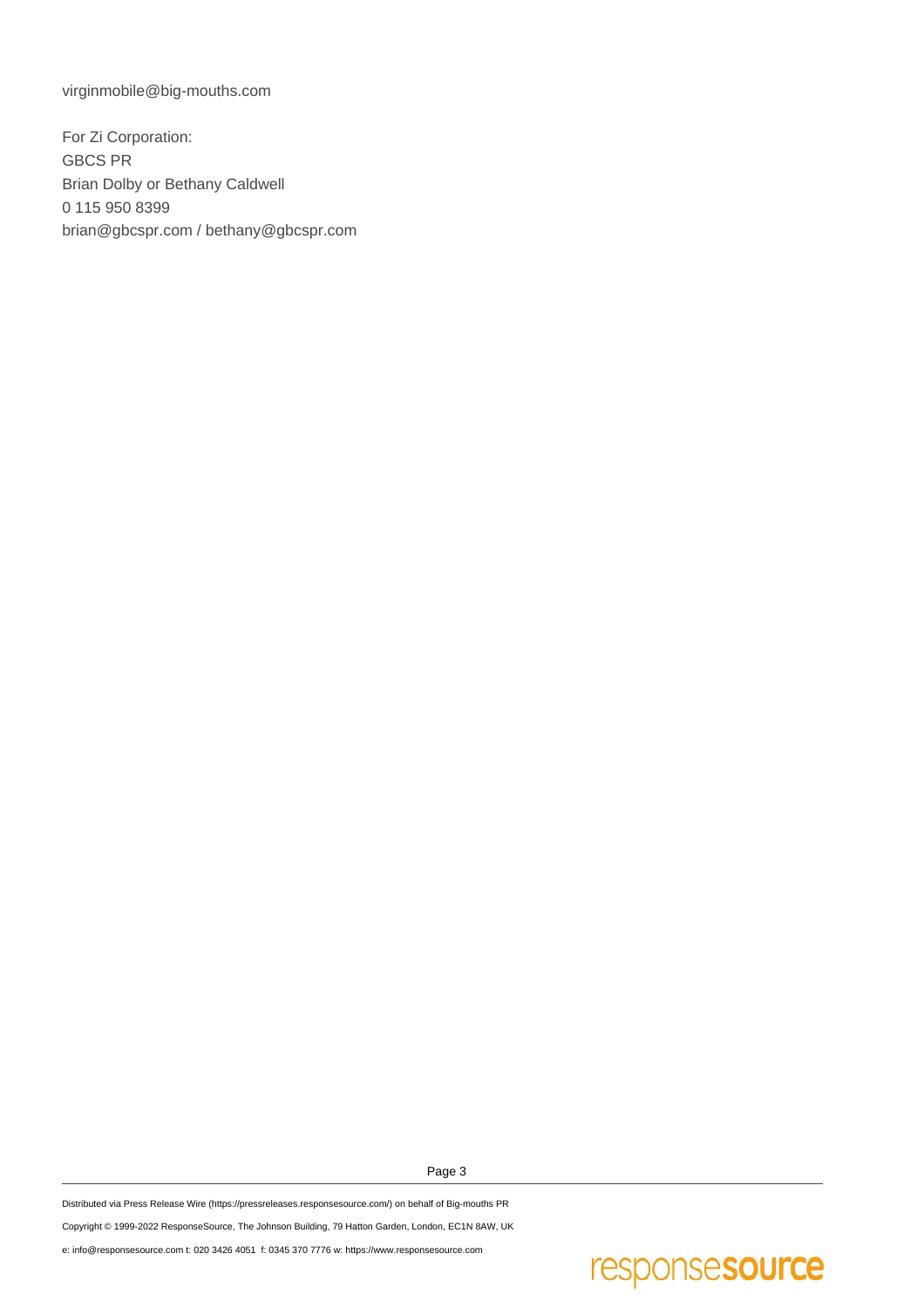virginmobile@big-mouths.com

For Zi Corporation:
GBCS PR
Brian Dolby or Bethany Caldwell
0 115 950 8399
brian@gbcspr.com / bethany@gbcspr.com